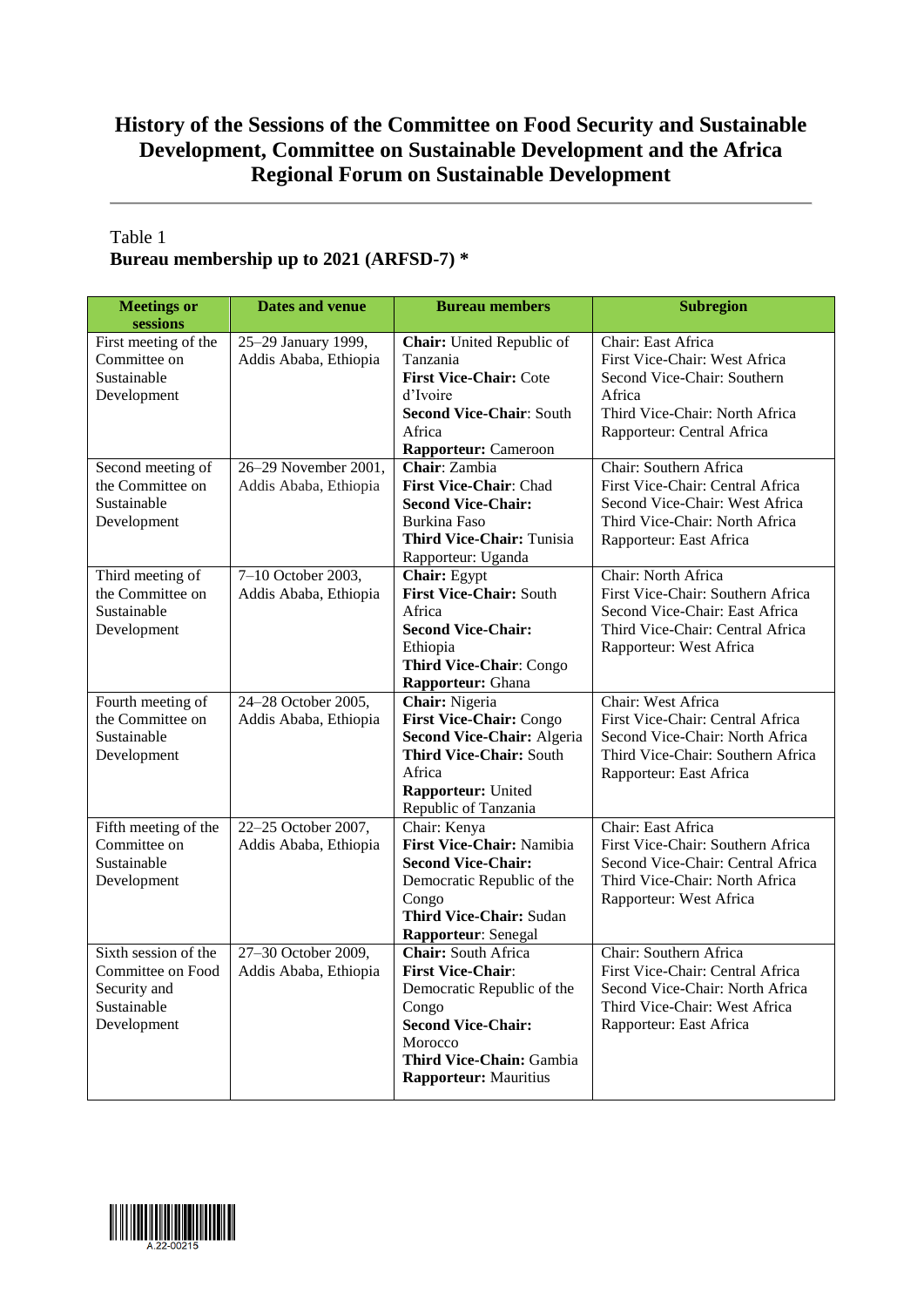# History of the Sessions of the Committee on Food Security and Sustainable Development, Committee on Sustainable Development and the Africa Regional Forum on Sustainable Development

Table 1
**Bureau membership up to 2021 (ARFSD-7) \***

| Meetings or sessions | Dates and venue | Bureau members | Subregion |
|---|---|---|---|
| First meeting of the Committee on Sustainable Development | 25–29 January 1999, Addis Ababa, Ethiopia | **Chair:** United Republic of Tanzania<br>**First Vice-Chair:** Cote d'Ivoire<br>**Second Vice-Chair**: South Africa<br>**Rapporteur:** Cameroon | Chair: East Africa<br>First Vice-Chair: West Africa<br>Second Vice-Chair: Southern Africa<br>Third Vice-Chair: North Africa<br>Rapporteur: Central Africa |
| Second meeting of the Committee on Sustainable Development | 26–29 November 2001, Addis Ababa, Ethiopia | **Chair**: Zambia<br>**First Vice-Chair**: Chad<br>**Second Vice-Chair:** Burkina Faso<br>**Third Vice-Chair:** Tunisia<br>Rapporteur: Uganda | Chair: Southern Africa<br>First Vice-Chair: Central Africa<br>Second Vice-Chair: West Africa<br>Third Vice-Chair: North Africa<br>Rapporteur: East Africa |
| Third meeting of the Committee on Sustainable Development | 7–10 October 2003, Addis Ababa, Ethiopia | **Chair:** Egypt<br>**First Vice-Chair:** South Africa<br>**Second Vice-Chair:** Ethiopia<br>**Third Vice-Chair**: Congo<br>**Rapporteur:** Ghana | Chair: North Africa<br>First Vice-Chair: Southern Africa<br>Second Vice-Chair: East Africa<br>Third Vice-Chair: Central Africa<br>Rapporteur: West Africa |
| Fourth meeting of the Committee on Sustainable Development | 24–28 October 2005, Addis Ababa, Ethiopia | **Chair:** Nigeria<br>**First Vice-Chair:** Congo<br>**Second Vice-Chair:** Algeria<br>**Third Vice-Chair:** South Africa<br>**Rapporteur:** United Republic of Tanzania | Chair: West Africa<br>First Vice-Chair: Central Africa<br>Second Vice-Chair: North Africa<br>Third Vice-Chair: Southern Africa<br>Rapporteur: East Africa |
| Fifth meeting of the Committee on Sustainable Development | 22–25 October 2007, Addis Ababa, Ethiopia | Chair: Kenya<br>**First Vice-Chair:** Namibia<br>**Second Vice-Chair:** Democratic Republic of the Congo<br>**Third Vice-Chair:** Sudan<br>**Rapporteur**: Senegal | Chair: East Africa<br>First Vice-Chair: Southern Africa<br>Second Vice-Chair: Central Africa<br>Third Vice-Chair: North Africa<br>Rapporteur: West Africa |
| Sixth session of the Committee on Food Security and Sustainable Development | 27–30 October 2009, Addis Ababa, Ethiopia | **Chair:** South Africa<br>**First Vice-Chair**: Democratic Republic of the Congo<br>**Second Vice-Chair:** Morocco<br>**Third Vice-Chain:** Gambia<br>**Rapporteur:** Mauritius | Chair: Southern Africa<br>First Vice-Chair: Central Africa<br>Second Vice-Chair: North Africa<br>Third Vice-Chair: West Africa<br>Rapporteur: East Africa |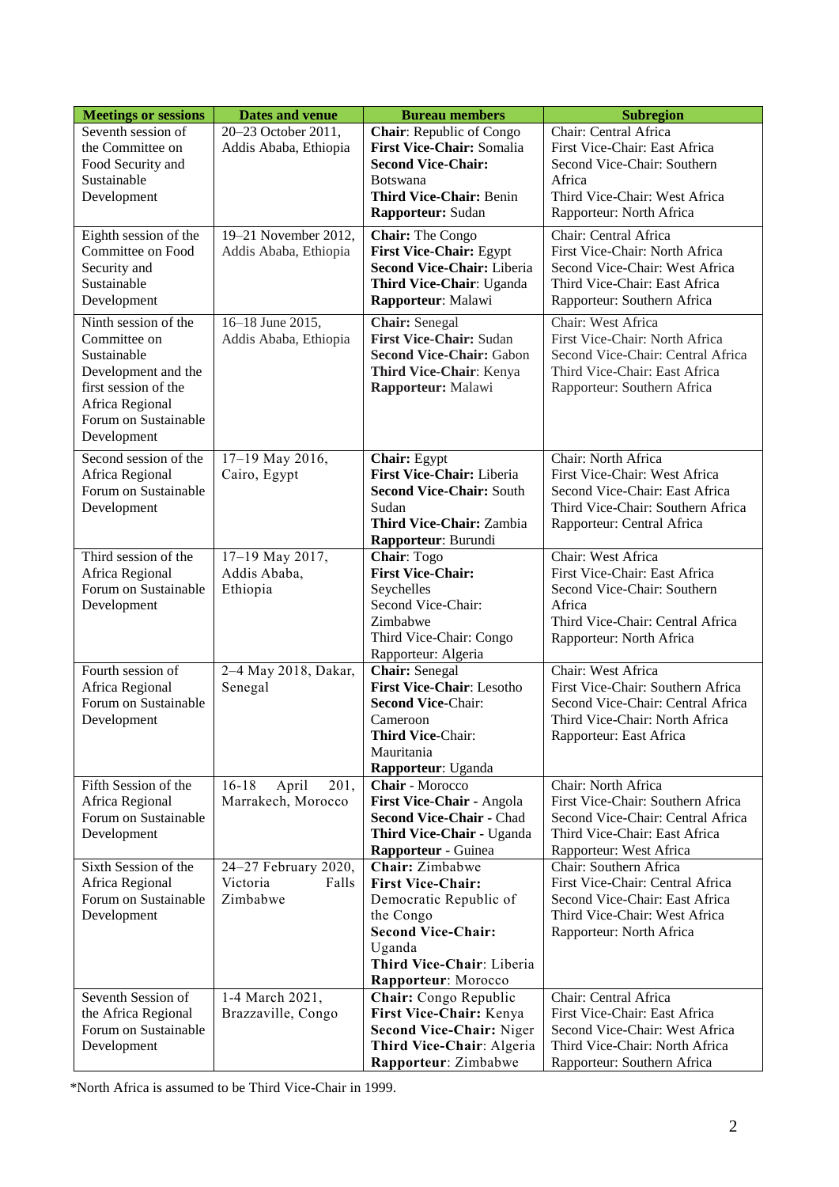| Meetings or sessions | Dates and venue | Bureau members | Subregion |
| --- | --- | --- | --- |
| Seventh session of the Committee on Food Security and Sustainable Development | 20–23 October 2011, Addis Ababa, Ethiopia | **Chair**: Republic of Congo<br>**First Vice-Chair:** Somalia<br>**Second Vice-Chair:** Botswana<br>**Third Vice-Chair:** Benin<br>**Rapporteur:** Sudan | Chair: Central Africa<br>First Vice-Chair: East Africa<br>Second Vice-Chair: Southern Africa<br>Third Vice-Chair: West Africa<br>Rapporteur: North Africa |
| Eighth session of the Committee on Food Security and Sustainable Development | 19–21 November 2012, Addis Ababa, Ethiopia | **Chair:** The Congo<br>**First Vice-Chair:** Egypt<br>**Second Vice-Chair:** Liberia<br>**Third Vice-Chair**: Uganda<br>**Rapporteur**: Malawi | Chair: Central Africa<br>First Vice-Chair: North Africa<br>Second Vice-Chair: West Africa<br>Third Vice-Chair: East Africa<br>Rapporteur: Southern Africa |
| Ninth session of the Committee on Sustainable Development and the first session of the Africa Regional Forum on Sustainable Development | 16–18 June 2015, Addis Ababa, Ethiopia | **Chair:** Senegal<br>**First Vice-Chair:** Sudan<br>**Second Vice-Chair:** Gabon<br>**Third Vice-Chair**: Kenya<br>**Rapporteur:** Malawi | Chair: West Africa<br>First Vice-Chair: North Africa<br>Second Vice-Chair: Central Africa<br>Third Vice-Chair: East Africa<br>Rapporteur: Southern Africa |
| Second session of the Africa Regional Forum on Sustainable Development | 17–19 May 2016, Cairo, Egypt | **Chair:** Egypt<br>**First Vice-Chair:** Liberia<br>**Second Vice-Chair:** South Sudan<br>**Third Vice-Chair:** Zambia<br>**Rapporteur**: Burundi | Chair: North Africa<br>First Vice-Chair: West Africa<br>Second Vice-Chair: East Africa<br>Third Vice-Chair: Southern Africa<br>Rapporteur: Central Africa |
| Third session of the Africa Regional Forum on Sustainable Development | 17–19 May 2017, Addis Ababa, Ethiopia | **Chair**: Togo<br>**First Vice-Chair:** Seychelles<br>Second Vice-Chair: Zimbabwe<br>Third Vice-Chair: Congo<br>Rapporteur: Algeria | Chair: West Africa<br>First Vice-Chair: East Africa<br>Second Vice-Chair: Southern Africa<br>Third Vice-Chair: Central Africa<br>Rapporteur: North Africa |
| Fourth session of Africa Regional Forum on Sustainable Development | 2–4 May 2018, Dakar, Senegal | **Chair:** Senegal<br>**First Vice-Chair**: Lesotho<br>**Second Vice**-Chair: Cameroon<br>**Third Vice**-Chair: Mauritania<br>**Rapporteur**: Uganda | Chair: West Africa<br>First Vice-Chair: Southern Africa<br>Second Vice-Chair: Central Africa<br>Third Vice-Chair: North Africa<br>Rapporteur: East Africa |
| Fifth Session of the Africa Regional Forum on Sustainable Development | 16-18 April 201, Marrakech, Morocco | **Chair** - Morocco<br>**First Vice-Chair** - Angola<br>**Second Vice-Chair** - Chad<br>**Third Vice-Chair** - Uganda<br>**Rapporteur** - Guinea | Chair: North Africa<br>First Vice-Chair: Southern Africa<br>Second Vice-Chair: Central Africa<br>Third Vice-Chair: East Africa<br>Rapporteur: West Africa |
| Sixth Session of the Africa Regional Forum on Sustainable Development | 24–27 February 2020, Victoria Falls Zimbabwe | **Chair:** Zimbabwe<br>**First Vice-Chair:** Democratic Republic of the Congo<br>**Second Vice-Chair:** Uganda<br>**Third Vice-Chair**: Liberia<br>**Rapporteur**: Morocco | Chair: Southern Africa<br>First Vice-Chair: Central Africa<br>Second Vice-Chair: East Africa<br>Third Vice-Chair: West Africa<br>Rapporteur: North Africa |
| Seventh Session of the Africa Regional Forum on Sustainable Development | 1-4 March 2021, Brazzaville, Congo | **Chair:** Congo Republic<br>**First Vice-Chair:** Kenya<br>**Second Vice-Chair:** Niger<br>**Third Vice-Chair**: Algeria<br>**Rapporteur**: Zimbabwe | Chair: Central Africa<br>First Vice-Chair: East Africa<br>Second Vice-Chair: West Africa<br>Third Vice-Chair: North Africa<br>Rapporteur: Southern Africa |

*North Africa is assumed to be Third Vice-Chair in 1999.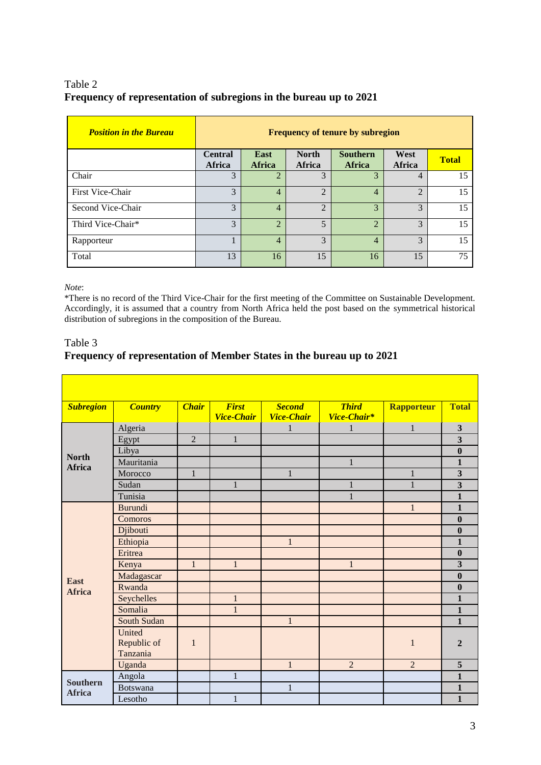Table 2
**Frequency of representation of subregions in the bureau up to 2021**

| ***Position in the Bureau*** | **Frequency of tenure by subregion** | | | | | |
|---|---|---|---|---|---|---|
| | **Central Africa** | **East Africa** | **North Africa** | **Southern Africa** | **West Africa** | **Total** |
| Chair | 3 | 2 | 3 | 3 | 4 | 15 |
| First Vice-Chair | 3 | 4 | 2 | 4 | 2 | 15 |
| Second Vice-Chair | 3 | 4 | 2 | 3 | 3 | 15 |
| Third Vice-Chair* | 3 | 2 | 5 | 2 | 3 | 15 |
| Rapporteur | 1 | 4 | 3 | 4 | 3 | 15 |
| Total | 13 | 16 | 15 | 16 | 15 | 75 |

*Note*:
*There is no record of the Third Vice-Chair for the first meeting of the Committee on Sustainable Development. Accordingly, it is assumed that a country from North Africa held the post based on the symmetrical historical distribution of subregions in the composition of the Bureau.

Table 3
**Frequency of representation of Member States in the bureau up to 2021**

| ***Subregion*** | ***Country*** | ***Chair*** | ***First Vice-Chair*** | ***Second Vice-Chair*** | ***Third Vice-Chair**** | **Rapporteur** | **Total** |
|---|---|---|---|---|---|---|---|
| **North Africa** | Algeria | | | 1 | 1 | 1 | **3** |
| | Egypt | 2 | 1 | | | | **3** |
| | Libya | | | | | | **0** |
| | Mauritania | | | | 1 | | **1** |
| | Morocco | 1 | | 1 | | 1 | **3** |
| | Sudan | | 1 | | 1 | 1 | **3** |
| | Tunisia | | | | 1 | | **1** |
| **East Africa** | Burundi | | | | | 1 | **1** |
| | Comoros | | | | | | **0** |
| | Djibouti | | | | | | **0** |
| | Ethiopia | | | 1 | | | **1** |
| | Eritrea | | | | | | **0** |
| | Kenya | 1 | 1 | | 1 | | **3** |
| | Madagascar | | | | | | **0** |
| | Rwanda | | | | | | **0** |
| | Seychelles | | 1 | | | | **1** |
| | Somalia | | 1 | | | | **1** |
| | South Sudan | | | 1 | | | **1** |
| | United Republic of Tanzania | 1 | | | | 1 | **2** |
| | Uganda | | | 1 | 2 | 2 | **5** |
| **Southern Africa** | Angola | | 1 | | | | **1** |
| | Botswana | | | 1 | | | **1** |
| | Lesotho | | 1 | | | | **1** |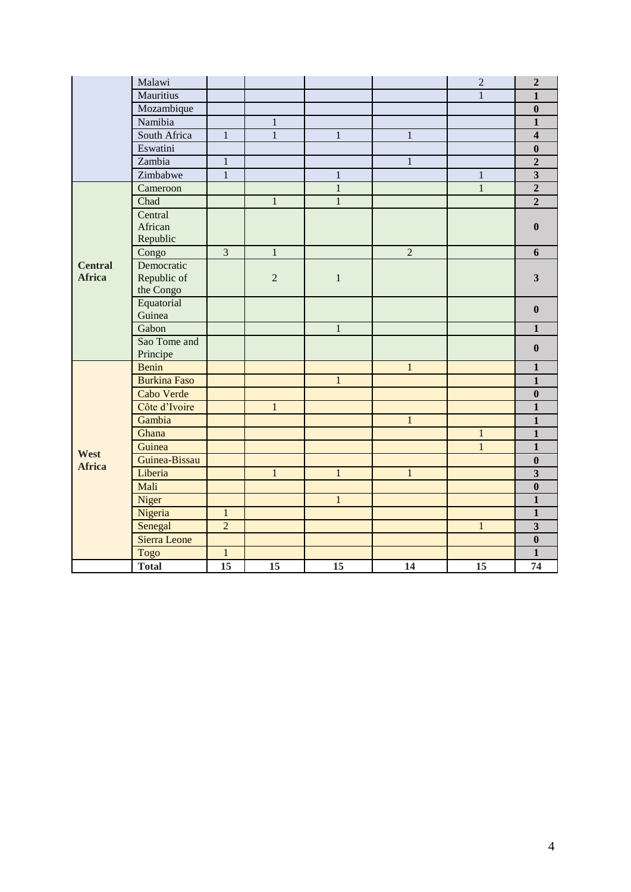| | | | | | | | |
|---|---|---|---|---|---|---|---|
| | Malawi | | | | | 2 | **2** |
| | Mauritius | | | | | 1 | **1** |
| | Mozambique | | | | | | **0** |
| | Namibia | | 1 | | | | **1** |
| | South Africa | 1 | 1 | 1 | 1 | | **4** |
| | Eswatini | | | | | | **0** |
| | Zambia | 1 | | | 1 | | **2** |
| | Zimbabwe | 1 | | 1 | | 1 | **3** |
| **Central Africa** | Cameroon | | | 1 | | 1 | **2** |
| | Chad | | 1 | 1 | | | **2** |
| | Central African Republic | | | | | | **0** |
| | Congo | 3 | 1 | | 2 | | **6** |
| | Democratic Republic of the Congo | | 2 | 1 | | | **3** |
| | Equatorial Guinea | | | | | | **0** |
| | Gabon | | | 1 | | | **1** |
| | Sao Tome and Principe | | | | | | **0** |
| **West Africa** | Benin | | | | 1 | | **1** |
| | Burkina Faso | | | 1 | | | **1** |
| | Cabo Verde | | | | | | **0** |
| | Côte d'Ivoire | | 1 | | | | **1** |
| | Gambia | | | | 1 | | **1** |
| | Ghana | | | | | 1 | **1** |
| | Guinea | | | | | 1 | **1** |
| | Guinea-Bissau | | | | | | **0** |
| | Liberia | | 1 | 1 | 1 | | **3** |
| | Mali | | | | | | **0** |
| | Niger | | | 1 | | | **1** |
| | Nigeria | 1 | | | | | **1** |
| | Senegal | 2 | | | | 1 | **3** |
| | Sierra Leone | | | | | | **0** |
| | Togo | 1 | | | | | **1** |
| | **Total** | **15** | **15** | **15** | **14** | **15** | **74** |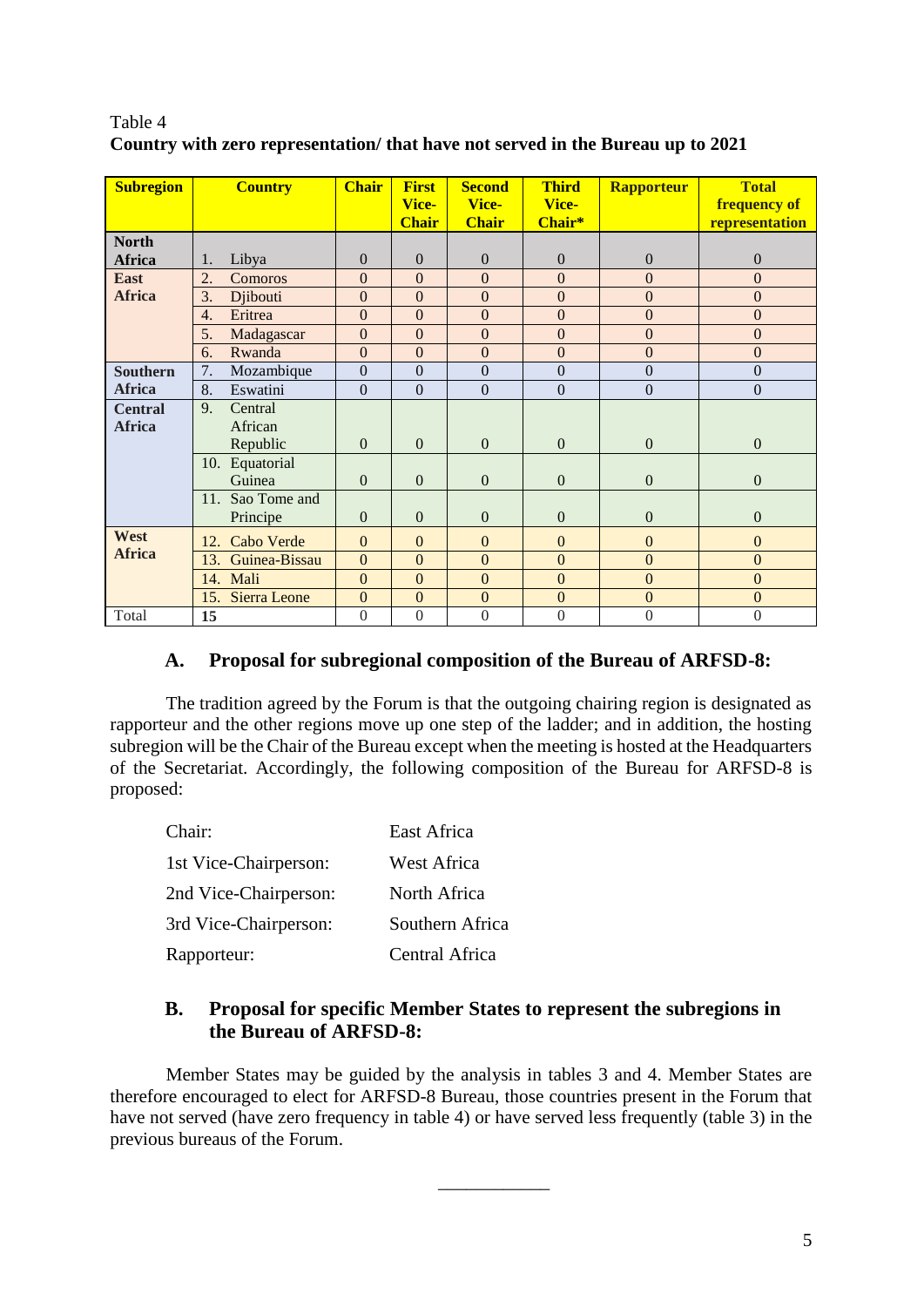Table 4

**Country with zero representation/ that have not served in the Bureau up to 2021**

| Subregion | Country | Chair | First Vice-Chair | Second Vice-Chair | Third Vice-Chair* | Rapporteur | Total frequency of representation |
|---|---|---|---|---|---|---|---|
| North Africa | 1. Libya | 0 | 0 | 0 | 0 | 0 | 0 |
| East Africa | 2. Comoros | 0 | 0 | 0 | 0 | 0 | 0 |
| | 3. Djibouti | 0 | 0 | 0 | 0 | 0 | 0 |
| | 4. Eritrea | 0 | 0 | 0 | 0 | 0 | 0 |
| | 5. Madagascar | 0 | 0 | 0 | 0 | 0 | 0 |
| | 6. Rwanda | 0 | 0 | 0 | 0 | 0 | 0 |
| Southern Africa | 7. Mozambique | 0 | 0 | 0 | 0 | 0 | 0 |
| | 8. Eswatini | 0 | 0 | 0 | 0 | 0 | 0 |
| Central Africa | 9. Central African Republic | 0 | 0 | 0 | 0 | 0 | 0 |
| | 10. Equatorial Guinea | 0 | 0 | 0 | 0 | 0 | 0 |
| | 11. Sao Tome and Principe | 0 | 0 | 0 | 0 | 0 | 0 |
| West Africa | 12. Cabo Verde | 0 | 0 | 0 | 0 | 0 | 0 |
| | 13. Guinea-Bissau | 0 | 0 | 0 | 0 | 0 | 0 |
| | 14. Mali | 0 | 0 | 0 | 0 | 0 | 0 |
| | 15. Sierra Leone | 0 | 0 | 0 | 0 | 0 | 0 |
| Total | **15** | 0 | 0 | 0 | 0 | 0 | 0 |

## A. Proposal for subregional composition of the Bureau of ARFSD-8:

The tradition agreed by the Forum is that the outgoing chairing region is designated as rapporteur and the other regions move up one step of the ladder; and in addition, the hosting subregion will be the Chair of the Bureau except when the meeting is hosted at the Headquarters of the Secretariat. Accordingly, the following composition of the Bureau for ARFSD-8 is proposed:

| | |
|---|---|
| Chair: | East Africa |
| 1st Vice-Chairperson: | West Africa |
| 2nd Vice-Chairperson: | North Africa |
| 3rd Vice-Chairperson: | Southern Africa |
| Rapporteur: | Central Africa |

## B. Proposal for specific Member States to represent the subregions in the Bureau of ARFSD-8:

Member States may be guided by the analysis in tables 3 and 4. Member States are therefore encouraged to elect for ARFSD-8 Bureau, those countries present in the Forum that have not served (have zero frequency in table 4) or have served less frequently (table 3) in the previous bureaus of the Forum.